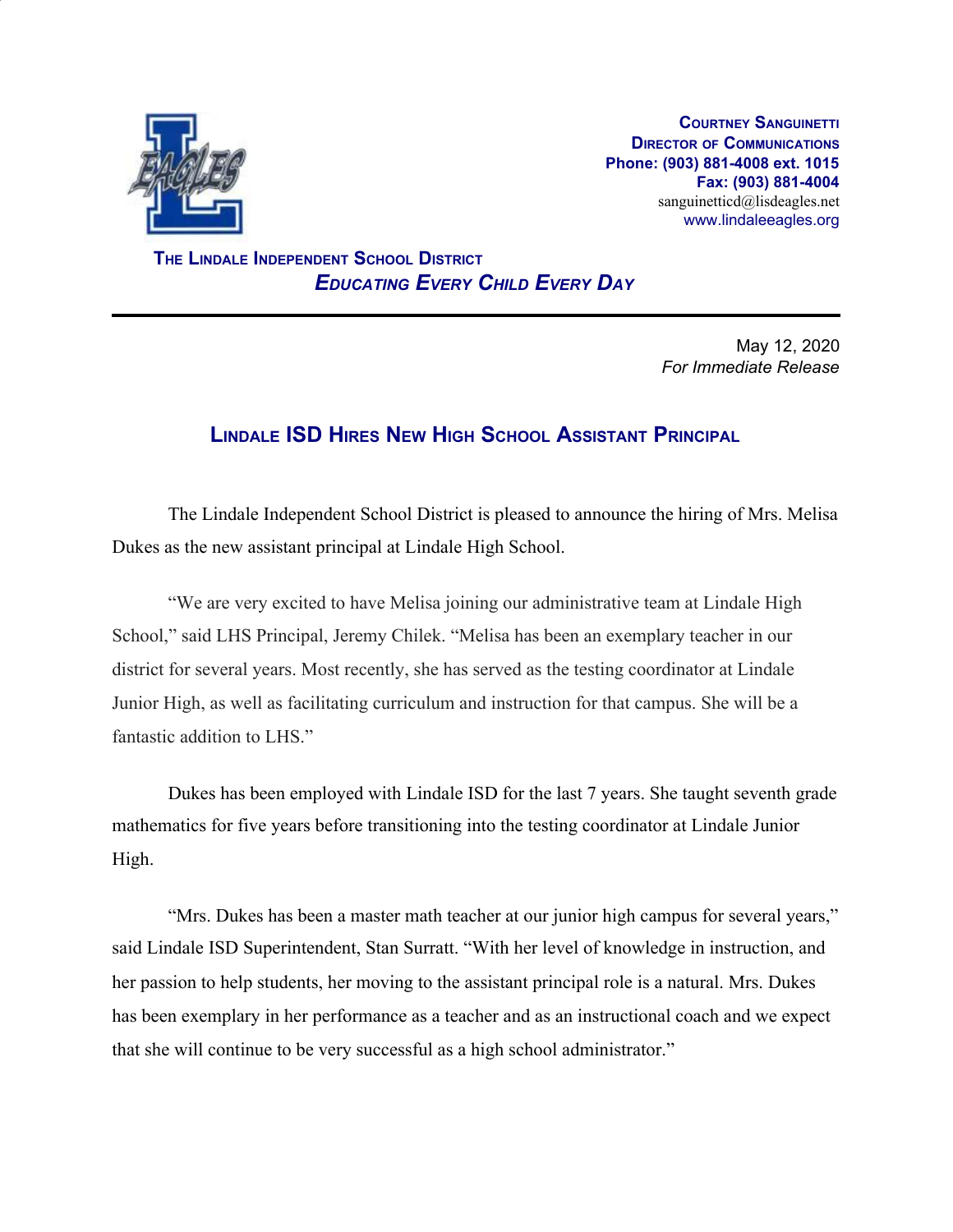**Courtney Sanguinetti**
**Director of Communications**
**Phone: (903) 881-4008 ext. 1015**
**Fax: (903) 881-4004**
sanguinetticd@lisdeagles.net
www.lindaleeagles.org

**The Lindale Independent School District**
***Educating Every Child Every Day***

---

May 12, 2020
*For Immediate Release*

## Lindale ISD Hires New High School Assistant Principal

The Lindale Independent School District is pleased to announce the hiring of Mrs. Melisa Dukes as the new assistant principal at Lindale High School.

"We are very excited to have Melisa joining our administrative team at Lindale High School," said LHS Principal, Jeremy Chilek. "Melisa has been an exemplary teacher in our district for several years. Most recently, she has served as the testing coordinator at Lindale Junior High, as well as facilitating curriculum and instruction for that campus. She will be a fantastic addition to LHS."

Dukes has been employed with Lindale ISD for the last 7 years. She taught seventh grade mathematics for five years before transitioning into the testing coordinator at Lindale Junior High.

"Mrs. Dukes has been a master math teacher at our junior high campus for several years," said Lindale ISD Superintendent, Stan Surratt. "With her level of knowledge in instruction, and her passion to help students, her moving to the assistant principal role is a natural. Mrs. Dukes has been exemplary in her performance as a teacher and as an instructional coach and we expect that she will continue to be very successful as a high school administrator."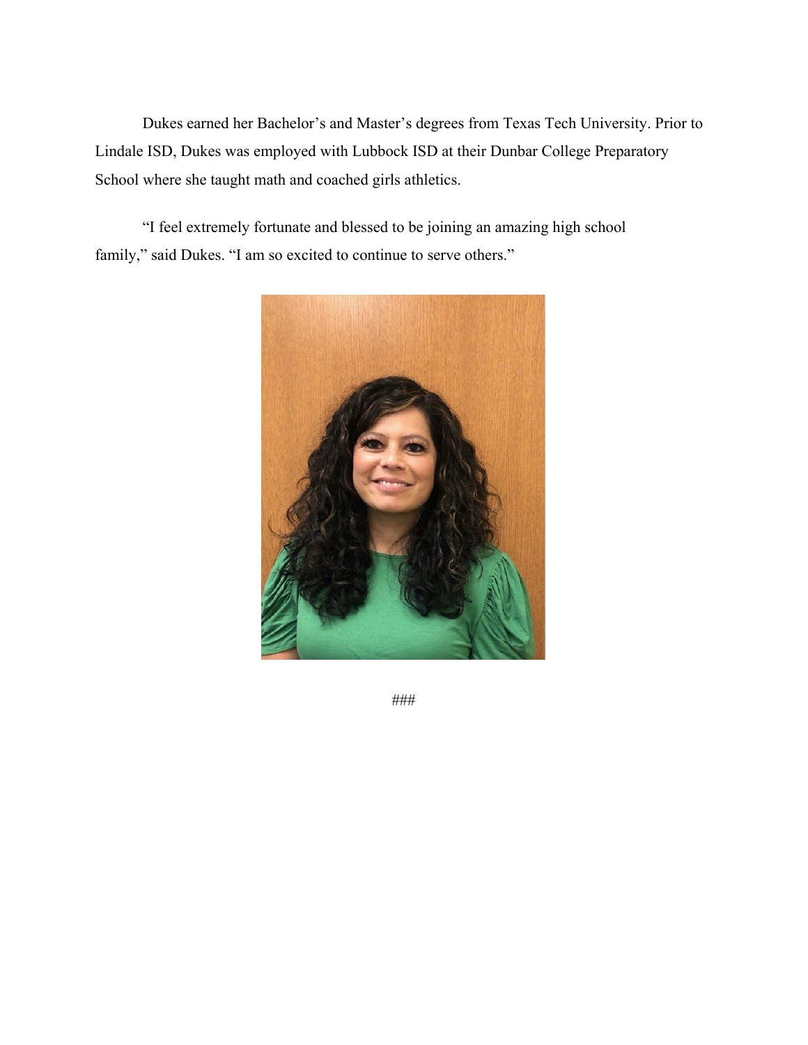Dukes earned her Bachelor's and Master's degrees from Texas Tech University. Prior to Lindale ISD, Dukes was employed with Lubbock ISD at their Dunbar College Preparatory School where she taught math and coached girls athletics.

"I feel extremely fortunate and blessed to be joining an amazing high school family," said Dukes. "I am so excited to continue to serve others."

###